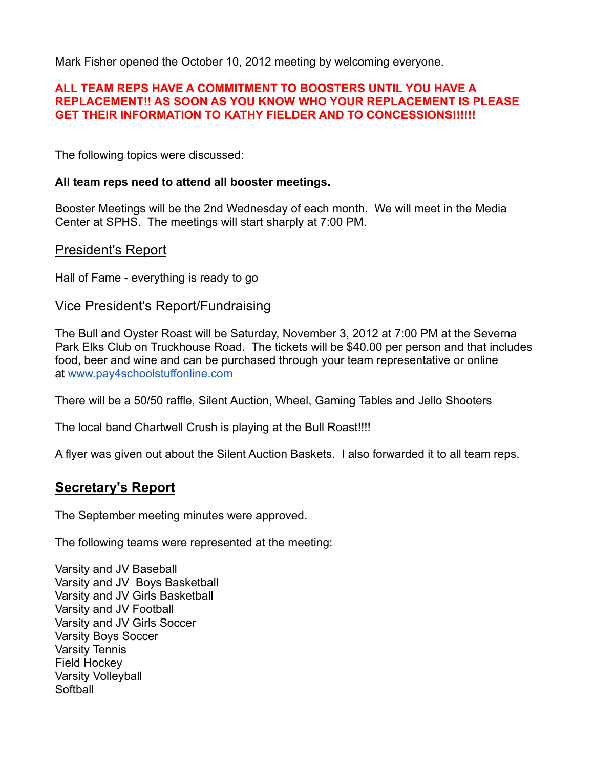Mark Fisher opened the October 10, 2012 meeting by welcoming everyone.

**ALL TEAM REPS HAVE A COMMITMENT TO BOOSTERS UNTIL YOU HAVE A REPLACEMENT!! AS SOON AS YOU KNOW WHO YOUR REPLACEMENT IS PLEASE GET THEIR INFORMATION TO KATHY FIELDER AND TO CONCESSIONS!!!!!!**

The following topics were discussed:

**All team reps need to attend all booster meetings.**

Booster Meetings will be the 2nd Wednesday of each month. We will meet in the Media Center at SPHS. The meetings will start sharply at 7:00 PM.

## President's Report

Hall of Fame - everything is ready to go

## Vice President's Report/Fundraising

The Bull and Oyster Roast will be Saturday, November 3, 2012 at 7:00 PM at the Severna Park Elks Club on Truckhouse Road. The tickets will be $40.00 per person and that includes food, beer and wine and can be purchased through your team representative or online at www.pay4schoolstuffonline.com

There will be a 50/50 raffle, Silent Auction, Wheel, Gaming Tables and Jello Shooters

The local band Chartwell Crush is playing at the Bull Roast!!!!

A flyer was given out about the Silent Auction Baskets. I also forwarded it to all team reps.

## **Secretary's Report**

The September meeting minutes were approved.

The following teams were represented at the meeting:

Varsity and JV Baseball  
Varsity and JV Boys Basketball  
Varsity and JV Girls Basketball  
Varsity and JV Football  
Varsity and JV Girls Soccer  
Varsity Boys Soccer  
Varsity Tennis  
Field Hockey  
Varsity Volleyball  
Softball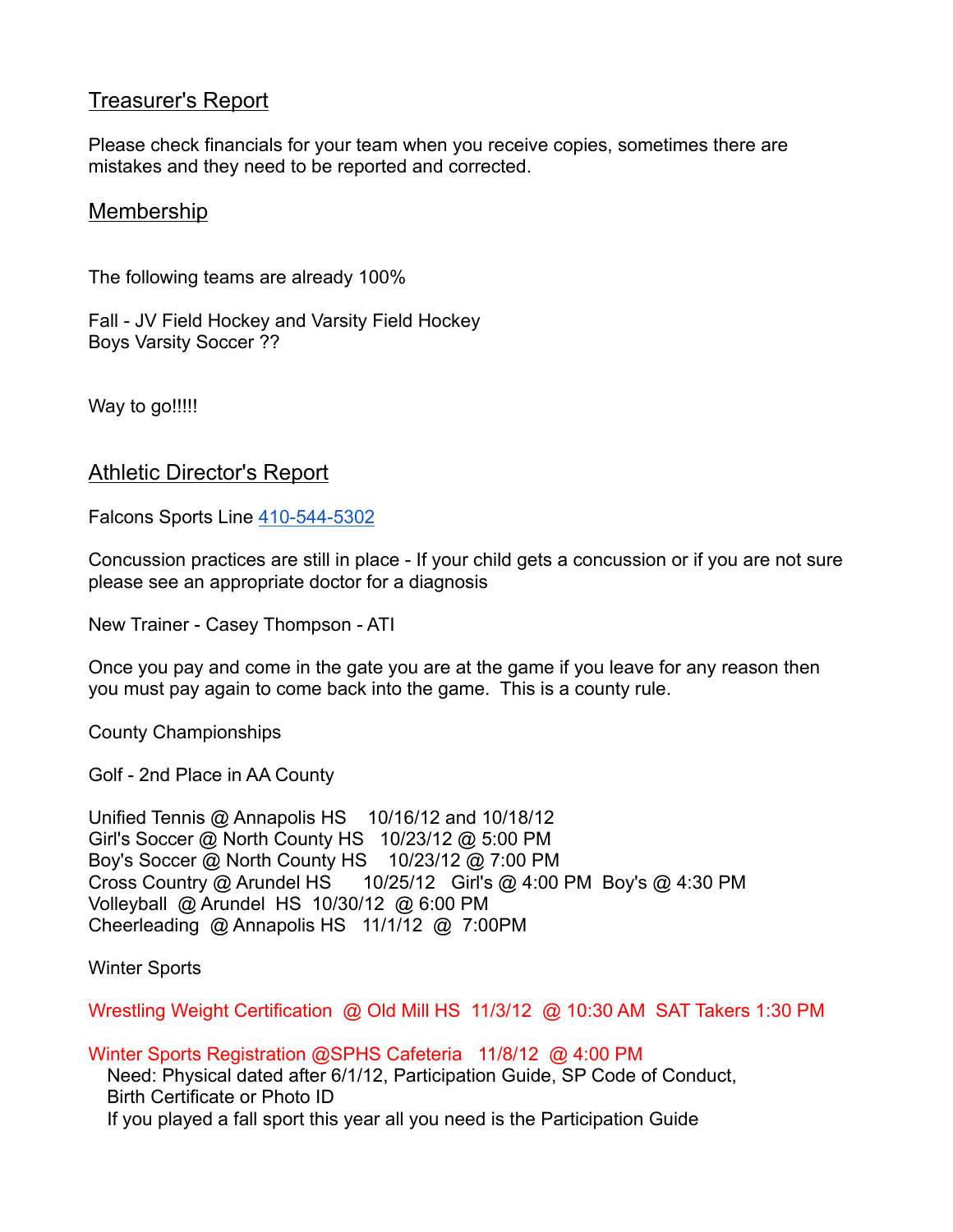## Treasurer's Report

Please check financials for your team when you receive copies, sometimes there are mistakes and they need to be reported and corrected.

## Membership

The following teams are already 100%

Fall - JV Field Hockey and Varsity Field Hockey
Boys Varsity Soccer ??

Way to go!!!!!

## Athletic Director's Report

Falcons Sports Line 410-544-5302

Concussion practices are still in place - If your child gets a concussion or if you are not sure please see an appropriate doctor for a diagnosis

New Trainer - Casey Thompson - ATI

Once you pay and come in the gate you are at the game if you leave for any reason then you must pay again to come back into the game.  This is a county rule.

County Championships

Golf - 2nd Place in AA County

Unified Tennis @ Annapolis HS    10/16/12 and 10/18/12
Girl's Soccer @ North County HS   10/23/12 @ 5:00 PM
Boy's Soccer @ North County HS    10/23/12 @ 7:00 PM
Cross Country @ Arundel HS      10/25/12   Girl's @ 4:00 PM  Boy's @ 4:30 PM
Volleyball  @ Arundel  HS  10/30/12  @ 6:00 PM
Cheerleading  @ Annapolis HS   11/1/12  @  7:00PM

Winter Sports

Wrestling Weight Certification  @ Old Mill HS  11/3/12  @ 10:30 AM  SAT Takers 1:30 PM

Winter Sports Registration @SPHS Cafeteria   11/8/12  @ 4:00 PM
Need: Physical dated after 6/1/12, Participation Guide, SP Code of Conduct, Birth Certificate or Photo ID
If you played a fall sport this year all you need is the Participation Guide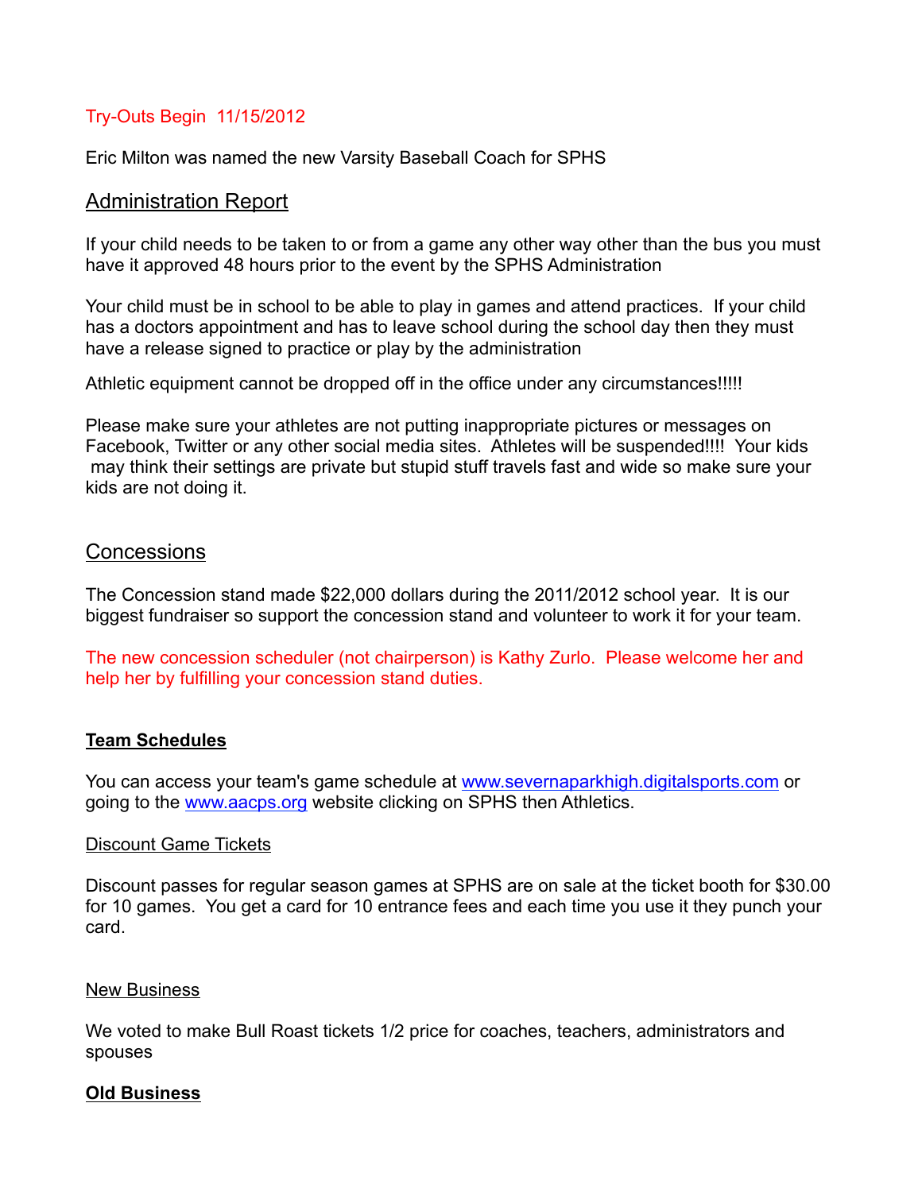Try-Outs Begin 11/15/2012

Eric Milton was named the new Varsity Baseball Coach for SPHS

## Administration Report

If your child needs to be taken to or from a game any other way other than the bus you must have it approved 48 hours prior to the event by the SPHS Administration

Your child must be in school to be able to play in games and attend practices. If your child has a doctors appointment and has to leave school during the school day then they must have a release signed to practice or play by the administration

Athletic equipment cannot be dropped off in the office under any circumstances!!!!!

Please make sure your athletes are not putting inappropriate pictures or messages on Facebook, Twitter or any other social media sites. Athletes will be suspended!!!! Your kids may think their settings are private but stupid stuff travels fast and wide so make sure your kids are not doing it.

## Concessions

The Concession stand made $22,000 dollars during the 2011/2012 school year. It is our biggest fundraiser so support the concession stand and volunteer to work it for your team.

The new concession scheduler (not chairperson) is Kathy Zurlo. Please welcome her and help her by fulfilling your concession stand duties.

### **Team Schedules**

You can access your team's game schedule at www.severnaparkhigh.digitalsports.com or going to the www.aacps.org website clicking on SPHS then Athletics.

### Discount Game Tickets

Discount passes for regular season games at SPHS are on sale at the ticket booth for $30.00 for 10 games. You get a card for 10 entrance fees and each time you use it they punch your card.

### New Business

We voted to make Bull Roast tickets 1/2 price for coaches, teachers, administrators and spouses

### **Old Business**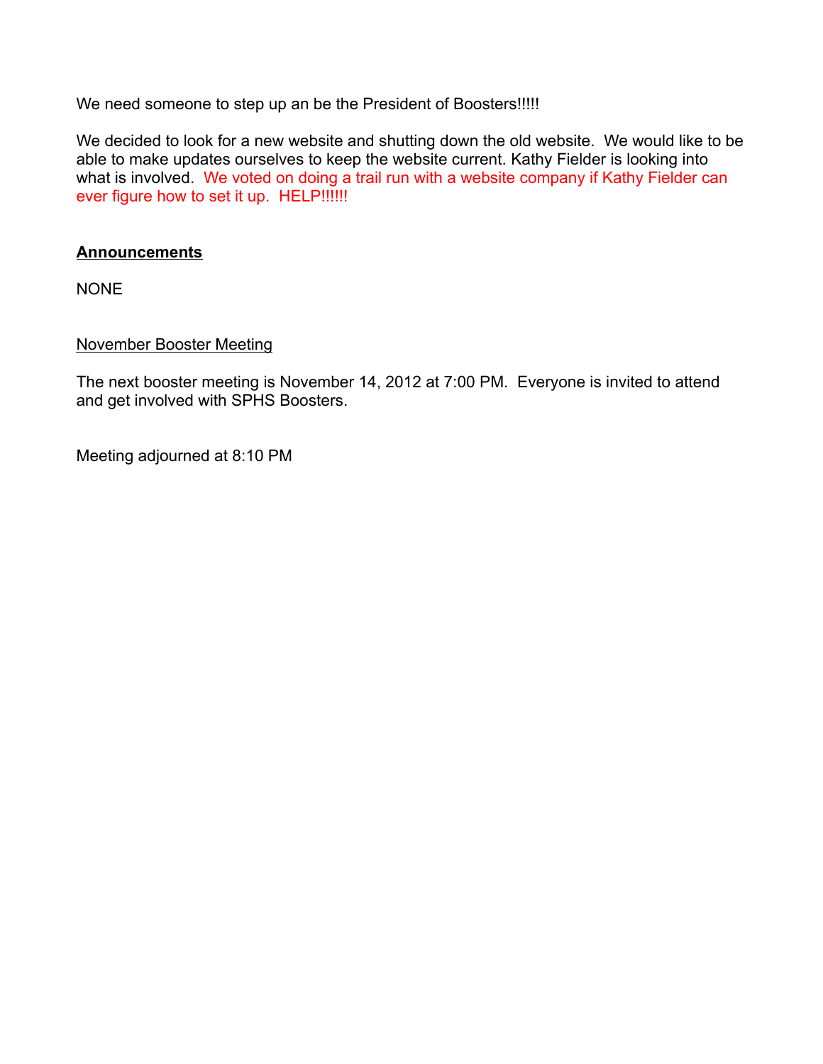We need someone to step up an be the President of Boosters!!!!!

We decided to look for a new website and shutting down the old website. We would like to be able to make updates ourselves to keep the website current. Kathy Fielder is looking into what is involved. We voted on doing a trail run with a website company if Kathy Fielder can ever figure how to set it up. HELP!!!!!!

**Announcements**

NONE

November Booster Meeting

The next booster meeting is November 14, 2012 at 7:00 PM. Everyone is invited to attend and get involved with SPHS Boosters.

Meeting adjourned at 8:10 PM